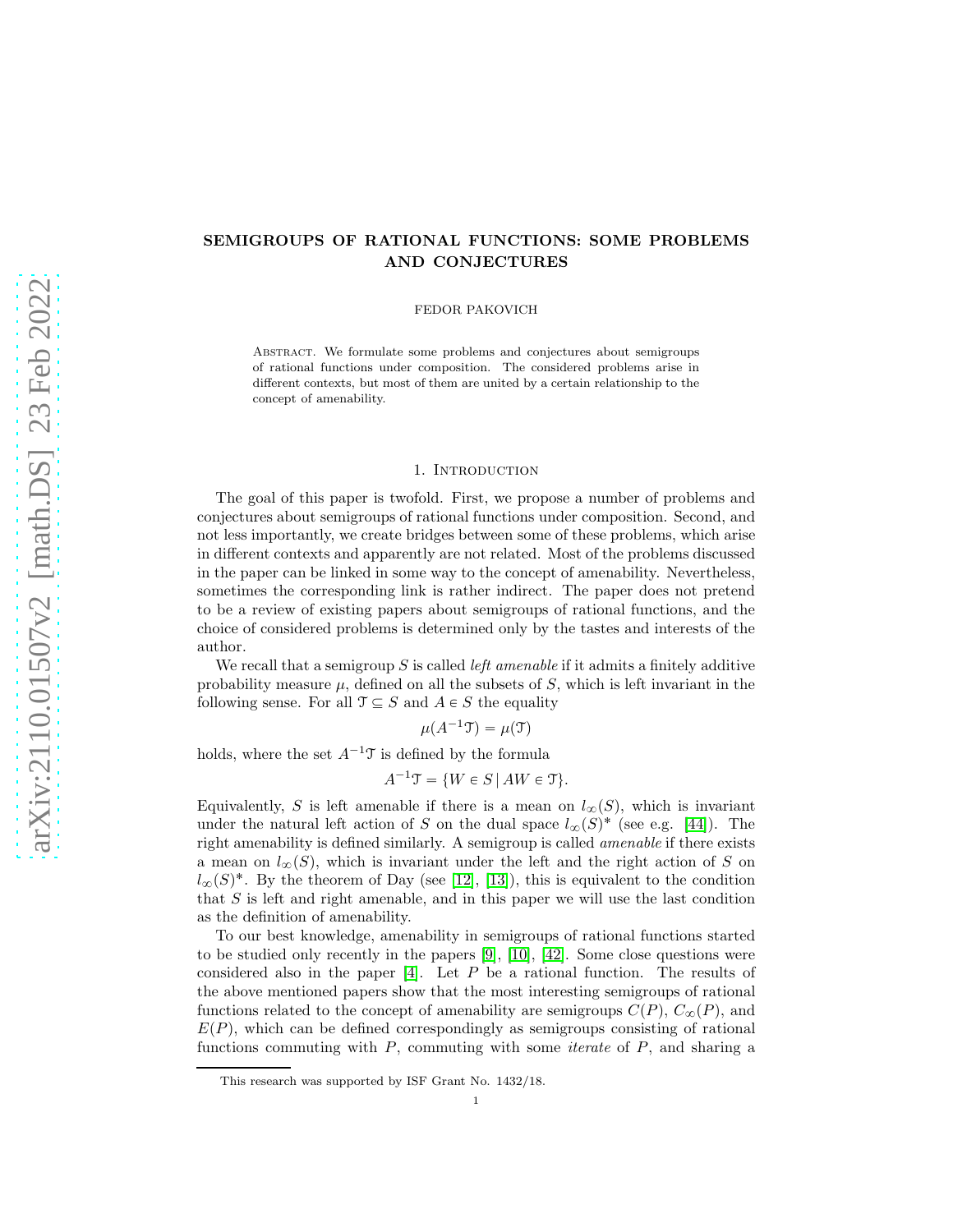# SEMIGROUPS OF RATIONAL FUNCTIONS: SOME PROBLEMS AND CONJECTURES

FEDOR PAKOVICH

Abstract. We formulate some problems and conjectures about semigroups of rational functions under composition. The considered problems arise in different contexts, but most of them are united by a certain relationship to the concept of amenability.

## 1. Introduction

The goal of this paper is twofold. First, we propose a number of problems and conjectures about semigroups of rational functions under composition. Second, and not less importantly, we create bridges between some of these problems, which arise in different contexts and apparently are not related. Most of the problems discussed in the paper can be linked in some way to the concept of amenability. Nevertheless, sometimes the corresponding link is rather indirect. The paper does not pretend to be a review of existing papers about semigroups of rational functions, and the choice of considered problems is determined only by the tastes and interests of the author.

We recall that a semigroup $S$ is called *left amenable* if it admits a finitely additive probability measure $\mu$, defined on all the subsets of $S$, which is left invariant in the following sense. For all $\mathcal{T} \subseteq S$ and $A \in S$ the equality

$$\mu(A^{-1}\mathcal{T}) = \mu(\mathcal{T})$$

holds, where the set $A^{-1}\mathcal{T}$ is defined by the formula

$$A^{-1}\mathcal{T} = \{W \in S \mid AW \in \mathcal{T}\}.$$

Equivalently, $S$ is left amenable if there is a mean on $l_\infty(S)$, which is invariant under the natural left action of $S$ on the dual space $l_\infty(S)^*$ (see e.g. [44]). The right amenability is defined similarly. A semigroup is called *amenable* if there exists a mean on $l_\infty(S)$, which is invariant under the left and the right action of $S$ on $l_\infty(S)^*$. By the theorem of Day (see [12], [13]), this is equivalent to the condition that $S$ is left and right amenable, and in this paper we will use the last condition as the definition of amenability.

To our best knowledge, amenability in semigroups of rational functions started to be studied only recently in the papers [9], [10], [42]. Some close questions were considered also in the paper [4]. Let $P$ be a rational function. The results of the above mentioned papers show that the most interesting semigroups of rational functions related to the concept of amenability are semigroups $C(P)$, $C_\infty(P)$, and $E(P)$, which can be defined correspondingly as semigroups consisting of rational functions commuting with $P$, commuting with some *iterate* of $P$, and sharing a

This research was supported by ISF Grant No. 1432/18.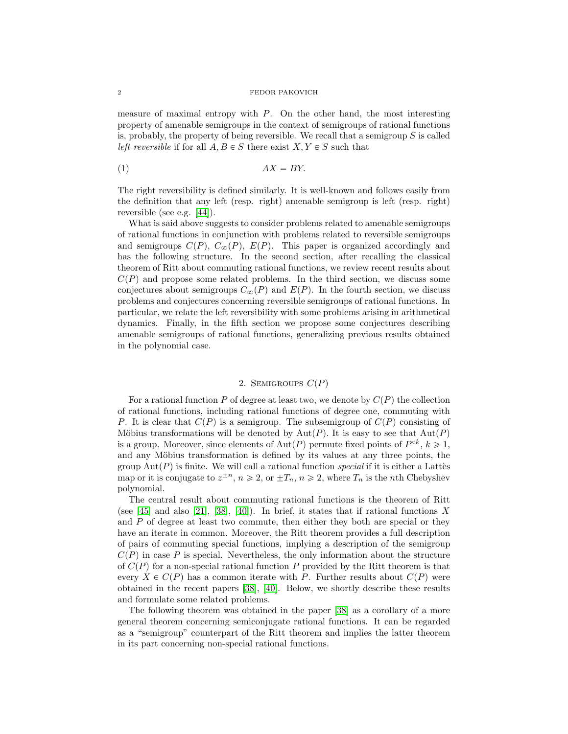measure of maximal entropy with $P$. On the other hand, the most interesting property of amenable semigroups in the context of semigroups of rational functions is, probably, the property of being reversible. We recall that a semigroup $S$ is called *left reversible* if for all $A, B \in S$ there exist $X, Y \in S$ such that

$$AX = BY. \tag{1}$$

The right reversibility is defined similarly. It is well-known and follows easily from the definition that any left (resp. right) amenable semigroup is left (resp. right) reversible (see e.g. [44]).

What is said above suggests to consider problems related to amenable semigroups of rational functions in conjunction with problems related to reversible semigroups and semigroups $C(P)$, $C_\infty(P)$, $E(P)$. This paper is organized accordingly and has the following structure. In the second section, after recalling the classical theorem of Ritt about commuting rational functions, we review recent results about $C(P)$ and propose some related problems. In the third section, we discuss some conjectures about semigroups $C_\infty(P)$ and $E(P)$. In the fourth section, we discuss problems and conjectures concerning reversible semigroups of rational functions. In particular, we relate the left reversibility with some problems arising in arithmetical dynamics. Finally, in the fifth section we propose some conjectures describing amenable semigroups of rational functions, generalizing previous results obtained in the polynomial case.

## 2. Semigroups $C(P)$

For a rational function $P$ of degree at least two, we denote by $C(P)$ the collection of rational functions, including rational functions of degree one, commuting with $P$. It is clear that $C(P)$ is a semigroup. The subsemigroup of $C(P)$ consisting of Möbius transformations will be denoted by $\mathrm{Aut}(P)$. It is easy to see that $\mathrm{Aut}(P)$ is a group. Moreover, since elements of $\mathrm{Aut}(P)$ permute fixed points of $P^{\circ k}$, $k \geqslant 1$, and any Möbius transformation is defined by its values at any three points, the group $\mathrm{Aut}(P)$ is finite. We will call a rational function *special* if it is either a Lattès map or it is conjugate to $z^{\pm n}$, $n \geqslant 2$, or $\pm T_n$, $n \geqslant 2$, where $T_n$ is the $n$th Chebyshev polynomial.

The central result about commuting rational functions is the theorem of Ritt (see [45] and also [21], [38], [40]). In brief, it states that if rational functions $X$ and $P$ of degree at least two commute, then either they both are special or they have an iterate in common. Moreover, the Ritt theorem provides a full description of pairs of commuting special functions, implying a description of the semigroup $C(P)$ in case $P$ is special. Nevertheless, the only information about the structure of $C(P)$ for a non-special rational function $P$ provided by the Ritt theorem is that every $X \in C(P)$ has a common iterate with $P$. Further results about $C(P)$ were obtained in the recent papers [38], [40]. Below, we shortly describe these results and formulate some related problems.

The following theorem was obtained in the paper [38] as a corollary of a more general theorem concerning semiconjugate rational functions. It can be regarded as a "semigroup" counterpart of the Ritt theorem and implies the latter theorem in its part concerning non-special rational functions.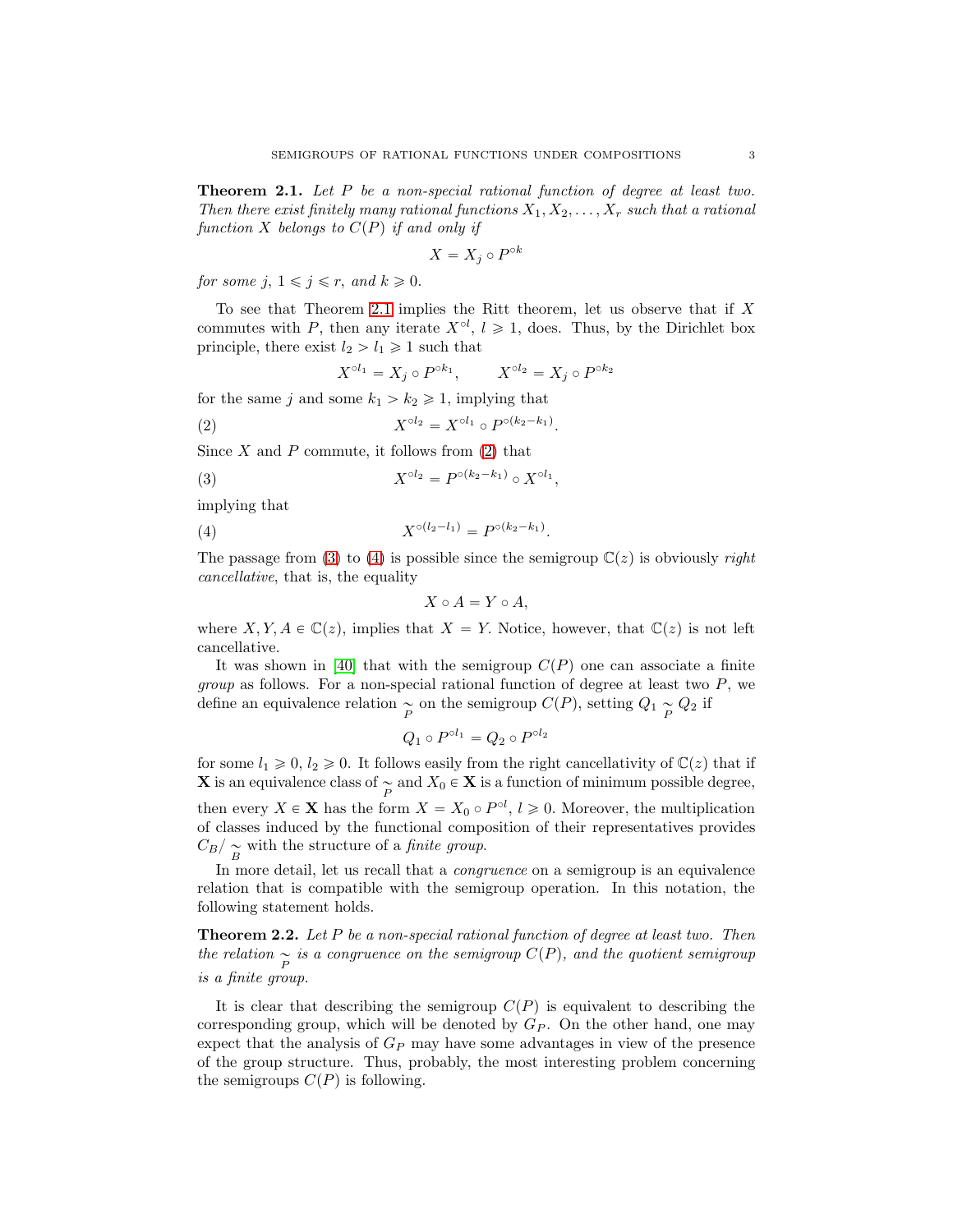**Theorem 2.1.** *Let $P$ be a non-special rational function of degree at least two. Then there exist finitely many rational functions $X_1, X_2, \dots, X_r$ such that a rational function $X$ belongs to $C(P)$ if and only if*

$$X = X_j \circ P^{\circ k}$$

*for some $j$, $1 \leqslant j \leqslant r$, and $k \geqslant 0$.*

To see that Theorem 2.1 implies the Ritt theorem, let us observe that if $X$ commutes with $P$, then any iterate $X^{\circ l}$, $l \geqslant 1$, does. Thus, by the Dirichlet box principle, there exist $l_2 > l_1 \geqslant 1$ such that

$$X^{\circ l_1} = X_j \circ P^{\circ k_1}, \qquad X^{\circ l_2} = X_j \circ P^{\circ k_2}$$

for the same $j$ and some $k_1 > k_2 \geqslant 1$, implying that

$$X^{\circ l_2} = X^{\circ l_1} \circ P^{\circ (k_2 - k_1)}. \tag{2}$$

Since $X$ and $P$ commute, it follows from (2) that

$$X^{\circ l_2} = P^{\circ (k_2 - k_1)} \circ X^{\circ l_1}, \tag{3}$$

implying that

$$X^{\circ (l_2 - l_1)} = P^{\circ (k_2 - k_1)}. \tag{4}$$

The passage from (3) to (4) is possible since the semigroup $\mathbb{C}(z)$ is obviously *right cancellative*, that is, the equality

$$X \circ A = Y \circ A,$$

where $X, Y, A \in \mathbb{C}(z)$, implies that $X = Y$. Notice, however, that $\mathbb{C}(z)$ is not left cancellative.

It was shown in [40] that with the semigroup $C(P)$ one can associate a finite *group* as follows. For a non-special rational function of degree at least two $P$, we define an equivalence relation $\underset{P}{\sim}$ on the semigroup $C(P)$, setting $Q_1 \underset{P}{\sim} Q_2$ if

$$Q_1 \circ P^{\circ l_1} = Q_2 \circ P^{\circ l_2}$$

for some $l_1 \geqslant 0$, $l_2 \geqslant 0$. It follows easily from the right cancellativity of $\mathbb{C}(z)$ that if $\mathbf{X}$ is an equivalence class of $\underset{P}{\sim}$ and $X_0 \in \mathbf{X}$ is a function of minimum possible degree, then every $X \in \mathbf{X}$ has the form $X = X_0 \circ P^{\circ l}$, $l \geqslant 0$. Moreover, the multiplication of classes induced by the functional composition of their representatives provides $C_B / \underset{B}{\sim}$ with the structure of a *finite group*.

In more detail, let us recall that a *congruence* on a semigroup is an equivalence relation that is compatible with the semigroup operation. In this notation, the following statement holds.

**Theorem 2.2.** *Let $P$ be a non-special rational function of degree at least two. Then the relation $\underset{P}{\sim}$ is a congruence on the semigroup $C(P)$, and the quotient semigroup is a finite group.*

It is clear that describing the semigroup $C(P)$ is equivalent to describing the corresponding group, which will be denoted by $G_P$. On the other hand, one may expect that the analysis of $G_P$ may have some advantages in view of the presence of the group structure. Thus, probably, the most interesting problem concerning the semigroups $C(P)$ is following.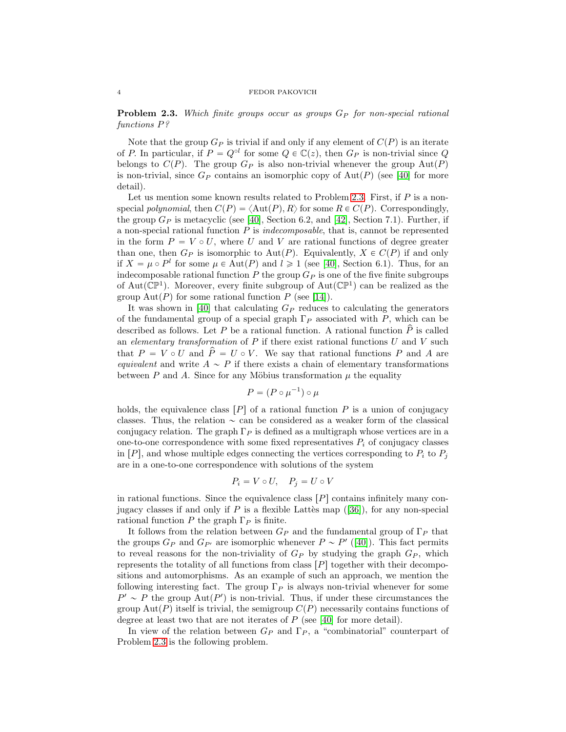**Problem 2.3.** *Which finite groups occur as groups $G_P$ for non-special rational functions $P$?*

Note that the group $G_P$ is trivial if and only if any element of $C(P)$ is an iterate of $P$. In particular, if $P = Q^{\circ l}$ for some $Q \in \mathbb{C}(z)$, then $G_P$ is non-trivial since $Q$ belongs to $C(P)$. The group $G_P$ is also non-trivial whenever the group $\mathrm{Aut}(P)$ is non-trivial, since $G_P$ contains an isomorphic copy of $\mathrm{Aut}(P)$ (see [40] for more detail).

Let us mention some known results related to Problem 2.3. First, if $P$ is a non-special *polynomial*, then $C(P) = \langle \mathrm{Aut}(P), R \rangle$ for some $R \in C(P)$. Correspondingly, the group $G_P$ is metacyclic (see [40], Section 6.2, and [42], Section 7.1). Further, if a non-special rational function $P$ is *indecomposable*, that is, cannot be represented in the form $P = V \circ U$, where $U$ and $V$ are rational functions of degree greater than one, then $G_P$ is isomorphic to $\mathrm{Aut}(P)$. Equivalently, $X \in C(P)$ if and only if $X = \mu \circ P^l$ for some $\mu \in \mathrm{Aut}(P)$ and $l \geqslant 1$ (see [40], Section 6.1). Thus, for an indecomposable rational function $P$ the group $G_P$ is one of the five finite subgroups of $\mathrm{Aut}(\mathbb{CP}^1)$. Moreover, every finite subgroup of $\mathrm{Aut}(\mathbb{CP}^1)$ can be realized as the group $\mathrm{Aut}(P)$ for some rational function $P$ (see [14]).

It was shown in [40] that calculating $G_P$ reduces to calculating the generators of the fundamental group of a special graph $\Gamma_P$ associated with $P$, which can be described as follows. Let $P$ be a rational function. A rational function $\widehat{P}$ is called an *elementary transformation* of $P$ if there exist rational functions $U$ and $V$ such that $P = V \circ U$ and $\widehat{P} = U \circ V$. We say that rational functions $P$ and $A$ are *equivalent* and write $A \sim P$ if there exists a chain of elementary transformations between $P$ and $A$. Since for any Möbius transformation $\mu$ the equality

$$P = (P \circ \mu^{-1}) \circ \mu$$

holds, the equivalence class $[P]$ of a rational function $P$ is a union of conjugacy classes. Thus, the relation $\sim$ can be considered as a weaker form of the classical conjugacy relation. The graph $\Gamma_P$ is defined as a multigraph whose vertices are in a one-to-one correspondence with some fixed representatives $P_i$ of conjugacy classes in $[P]$, and whose multiple edges connecting the vertices corresponding to $P_i$ to $P_j$ are in a one-to-one correspondence with solutions of the system

$$P_i = V \circ U, \quad P_j = U \circ V$$

in rational functions. Since the equivalence class $[P]$ contains infinitely many conjugacy classes if and only if $P$ is a flexible Lattès map ([36]), for any non-special rational function $P$ the graph $\Gamma_P$ is finite.

It follows from the relation between $G_P$ and the fundamental group of $\Gamma_P$ that the groups $G_P$ and $G_{P'}$ are isomorphic whenever $P \sim P'$ ([40]). This fact permits to reveal reasons for the non-triviality of $G_P$ by studying the graph $G_P$, which represents the totality of all functions from class $[P]$ together with their decompositions and automorphisms. As an example of such an approach, we mention the following interesting fact. The group $\Gamma_P$ is always non-trivial whenever for some $P' \sim P$ the group $\mathrm{Aut}(P')$ is non-trivial. Thus, if under these circumstances the group $\mathrm{Aut}(P)$ itself is trivial, the semigroup $C(P)$ necessarily contains functions of degree at least two that are not iterates of $P$ (see [40] for more detail).

In view of the relation between $G_P$ and $\Gamma_P$, a "combinatorial" counterpart of Problem 2.3 is the following problem.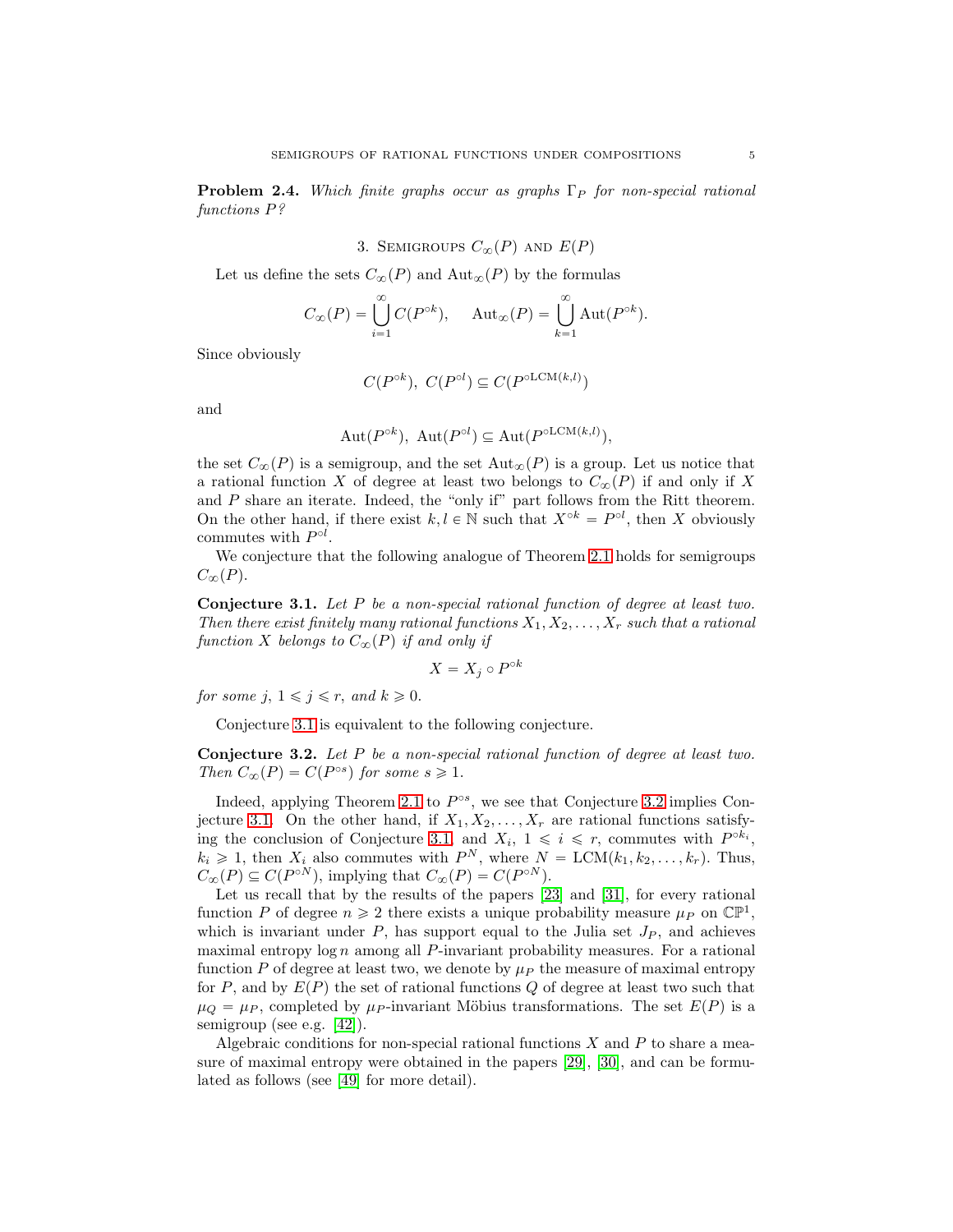**Problem 2.4.** *Which finite graphs occur as graphs $\Gamma_P$ for non-special rational functions $P$?*

## 3. Semigroups $C_\infty(P)$ and $E(P)$

Let us define the sets $C_\infty(P)$ and $\mathrm{Aut}_\infty(P)$ by the formulas

$$C_\infty(P) = \bigcup_{i=1}^{\infty} C(P^{\circ k}), \qquad \mathrm{Aut}_\infty(P) = \bigcup_{k=1}^{\infty} \mathrm{Aut}(P^{\circ k}).$$

Since obviously

$$C(P^{\circ k}),\ C(P^{\circ l}) \subseteq C(P^{\circ \mathrm{LCM}(k,l)})$$

and

$$\mathrm{Aut}(P^{\circ k}),\ \mathrm{Aut}(P^{\circ l}) \subseteq \mathrm{Aut}(P^{\circ \mathrm{LCM}(k,l)}),$$

the set $C_\infty(P)$ is a semigroup, and the set $\mathrm{Aut}_\infty(P)$ is a group. Let us notice that a rational function $X$ of degree at least two belongs to $C_\infty(P)$ if and only if $X$ and $P$ share an iterate. Indeed, the "only if" part follows from the Ritt theorem. On the other hand, if there exist $k, l \in \mathbb{N}$ such that $X^{\circ k} = P^{\circ l}$, then $X$ obviously commutes with $P^{\circ l}$.

We conjecture that the following analogue of Theorem 2.1 holds for semigroups $C_\infty(P)$.

**Conjecture 3.1.** *Let $P$ be a non-special rational function of degree at least two. Then there exist finitely many rational functions $X_1, X_2, \dots, X_r$ such that a rational function $X$ belongs to $C_\infty(P)$ if and only if*

$$X = X_j \circ P^{\circ k}$$

*for some $j$, $1 \leqslant j \leqslant r$, and $k \geqslant 0$.*

Conjecture 3.1 is equivalent to the following conjecture.

**Conjecture 3.2.** *Let $P$ be a non-special rational function of degree at least two. Then $C_\infty(P) = C(P^{\circ s})$ for some $s \geqslant 1$.*

Indeed, applying Theorem 2.1 to $P^{\circ s}$, we see that Conjecture 3.2 implies Conjecture 3.1. On the other hand, if $X_1, X_2, \dots, X_r$ are rational functions satisfying the conclusion of Conjecture 3.1, and $X_i$, $1 \leqslant i \leqslant r$, commutes with $P^{\circ k_i}$, $k_i \geqslant 1$, then $X_i$ also commutes with $P^N$, where $N = \mathrm{LCM}(k_1, k_2, \dots, k_r)$. Thus, $C_\infty(P) \subseteq C(P^{\circ N})$, implying that $C_\infty(P) = C(P^{\circ N})$.

Let us recall that by the results of the papers [23] and [31], for every rational function $P$ of degree $n \geqslant 2$ there exists a unique probability measure $\mu_P$ on $\mathbb{CP}^1$, which is invariant under $P$, has support equal to the Julia set $J_P$, and achieves maximal entropy $\log n$ among all $P$-invariant probability measures. For a rational function $P$ of degree at least two, we denote by $\mu_P$ the measure of maximal entropy for $P$, and by $E(P)$ the set of rational functions $Q$ of degree at least two such that $\mu_Q = \mu_P$, completed by $\mu_P$-invariant Möbius transformations. The set $E(P)$ is a semigroup (see e.g. [42]).

Algebraic conditions for non-special rational functions $X$ and $P$ to share a measure of maximal entropy were obtained in the papers [29], [30], and can be formulated as follows (see [49] for more detail).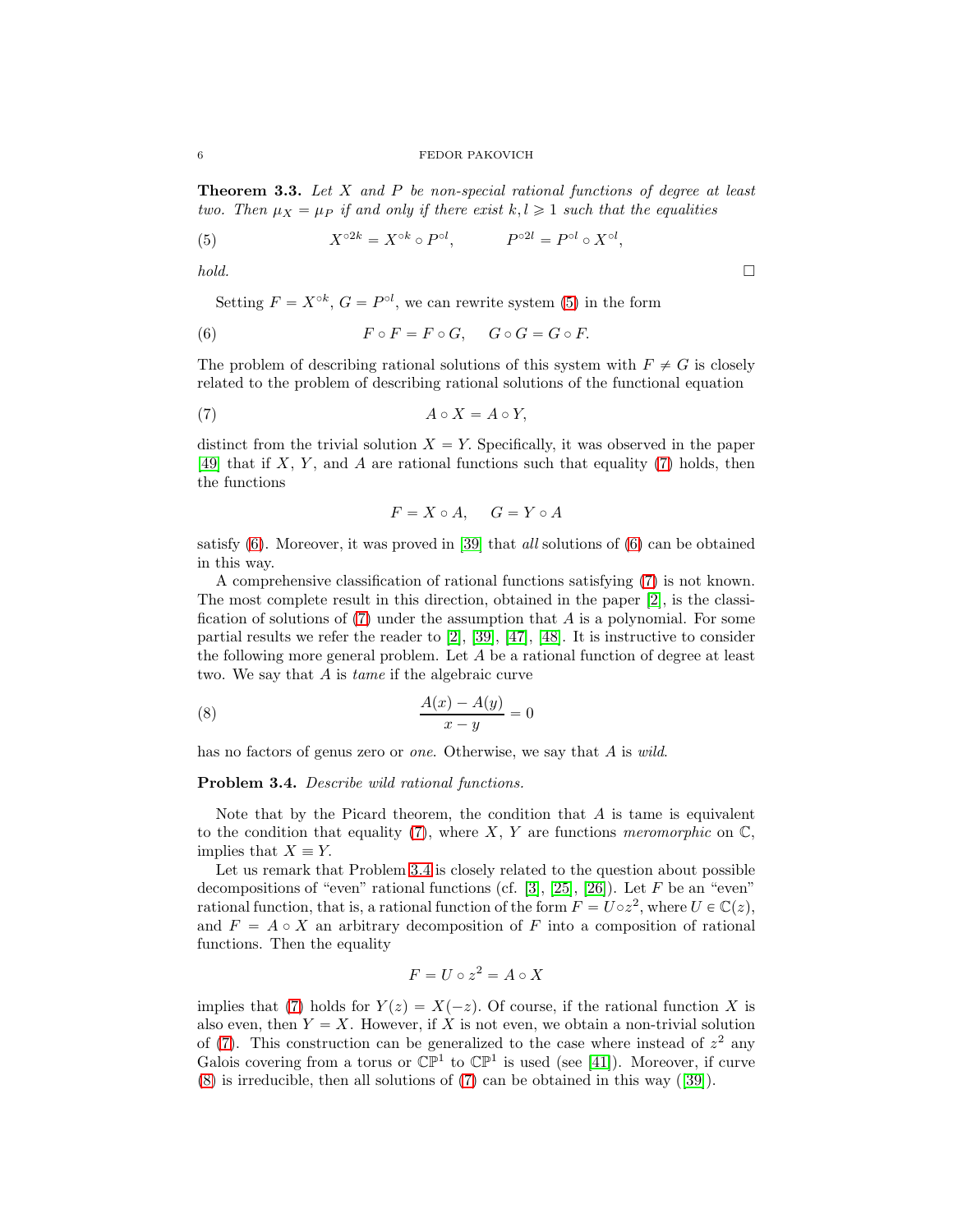**Theorem 3.3.** *Let $X$ and $P$ be non-special rational functions of degree at least two. Then $\mu_X = \mu_P$ if and only if there exist $k, l \geqslant 1$ such that the equalities*

$$X^{\circ 2k} = X^{\circ k} \circ P^{\circ l}, \qquad P^{\circ 2l} = P^{\circ l} \circ X^{\circ l}, \tag{5}$$

*hold.* □

Setting $F = X^{\circ k}$, $G = P^{\circ l}$, we can rewrite system (5) in the form

$$F \circ F = F \circ G, \quad G \circ G = G \circ F. \tag{6}$$

The problem of describing rational solutions of this system with $F \neq G$ is closely related to the problem of describing rational solutions of the functional equation

$$A \circ X = A \circ Y, \tag{7}$$

distinct from the trivial solution $X = Y$. Specifically, it was observed in the paper [49] that if $X$, $Y$, and $A$ are rational functions such that equality (7) holds, then the functions

$$F = X \circ A, \quad G = Y \circ A$$

satisfy (6). Moreover, it was proved in [39] that *all* solutions of (6) can be obtained in this way.

A comprehensive classification of rational functions satisfying (7) is not known. The most complete result in this direction, obtained in the paper [2], is the classification of solutions of (7) under the assumption that $A$ is a polynomial. For some partial results we refer the reader to [2], [39], [47], [48]. It is instructive to consider the following more general problem. Let $A$ be a rational function of degree at least two. We say that $A$ is *tame* if the algebraic curve

$$\frac{A(x) - A(y)}{x - y} = 0 \tag{8}$$

has no factors of genus zero or *one*. Otherwise, we say that $A$ is *wild*.

**Problem 3.4.** *Describe wild rational functions.*

Note that by the Picard theorem, the condition that $A$ is tame is equivalent to the condition that equality (7), where $X$, $Y$ are functions *meromorphic* on $\mathbb{C}$, implies that $X \equiv Y$.

Let us remark that Problem 3.4 is closely related to the question about possible decompositions of "even" rational functions (cf. [3], [25], [26]). Let $F$ be an "even" rational function, that is, a rational function of the form $F = U \circ z^2$, where $U \in \mathbb{C}(z)$, and $F = A \circ X$ an arbitrary decomposition of $F$ into a composition of rational functions. Then the equality

$$F = U \circ z^2 = A \circ X$$

implies that (7) holds for $Y(z) = X(-z)$. Of course, if the rational function $X$ is also even, then $Y = X$. However, if $X$ is not even, we obtain a non-trivial solution of (7). This construction can be generalized to the case where instead of $z^2$ any Galois covering from a torus or $\mathbb{CP}^1$ to $\mathbb{CP}^1$ is used (see [41]). Moreover, if curve (8) is irreducible, then all solutions of (7) can be obtained in this way ([39]).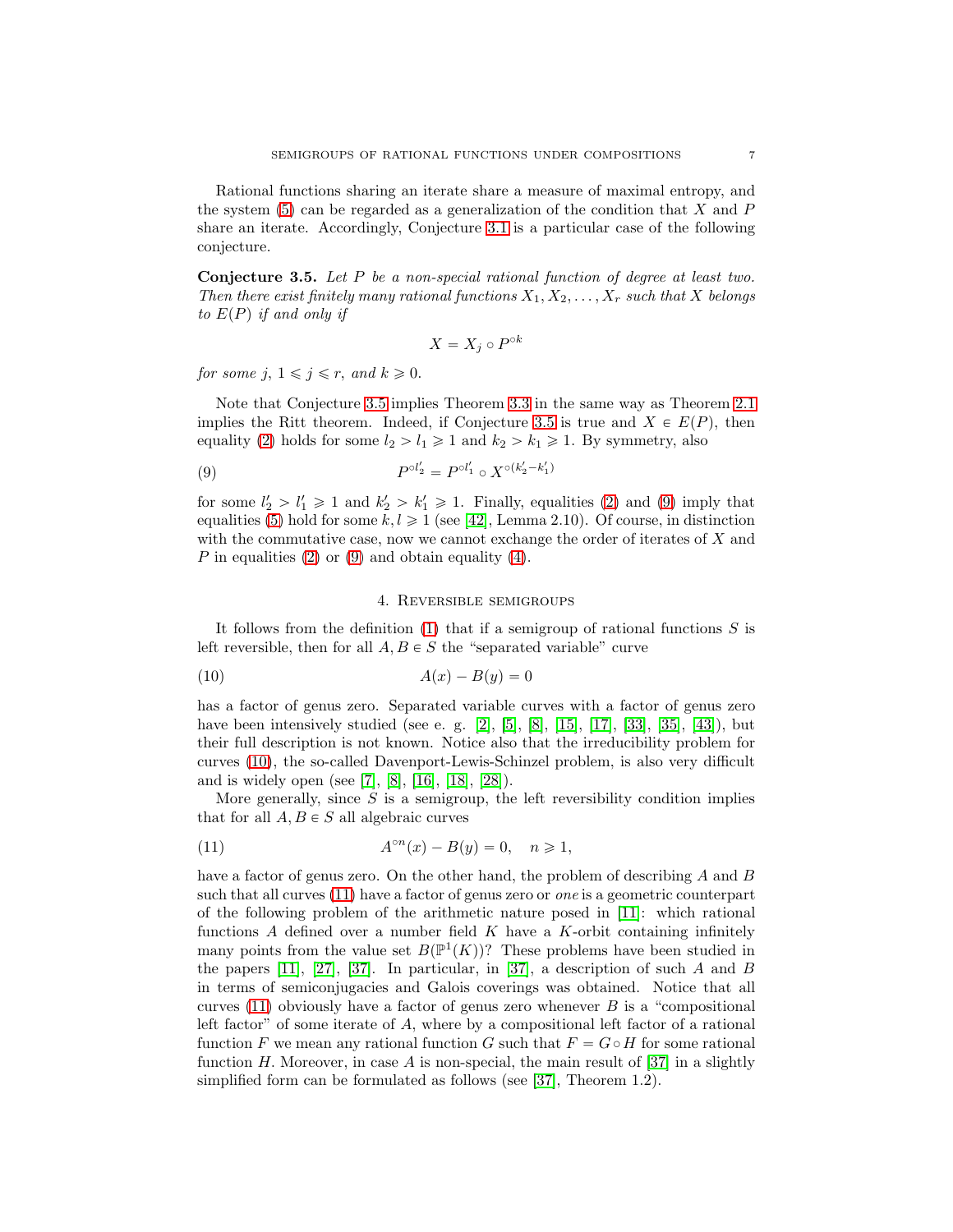Rational functions sharing an iterate share a measure of maximal entropy, and the system (5) can be regarded as a generalization of the condition that $X$ and $P$ share an iterate. Accordingly, Conjecture 3.1 is a particular case of the following conjecture.

**Conjecture 3.5.** *Let $P$ be a non-special rational function of degree at least two. Then there exist finitely many rational functions $X_1, X_2, \dots, X_r$ such that $X$ belongs to $E(P)$ if and only if*

$$X = X_j \circ P^{\circ k}$$

*for some $j$, $1 \leqslant j \leqslant r$, and $k \geqslant 0$.*

Note that Conjecture 3.5 implies Theorem 3.3 in the same way as Theorem 2.1 implies the Ritt theorem. Indeed, if Conjecture 3.5 is true and $X \in E(P)$, then equality (2) holds for some $l_2 > l_1 \geqslant 1$ and $k_2 > k_1 \geqslant 1$. By symmetry, also

$$P^{\circ l_2'} = P^{\circ l_1'} \circ X^{\circ (k_2' - k_1')} \tag{9}$$

for some $l_2' > l_1' \geqslant 1$ and $k_2' > k_1' \geqslant 1$. Finally, equalities (2) and (9) imply that equalities (5) hold for some $k, l \geqslant 1$ (see [42], Lemma 2.10). Of course, in distinction with the commutative case, now we cannot exchange the order of iterates of $X$ and $P$ in equalities (2) or (9) and obtain equality (4).

## 4. Reversible semigroups

It follows from the definition (1) that if a semigroup of rational functions $S$ is left reversible, then for all $A, B \in S$ the "separated variable" curve

$$A(x) - B(y) = 0 \tag{10}$$

has a factor of genus zero. Separated variable curves with a factor of genus zero have been intensively studied (see e. g. [2], [5], [8], [15], [17], [33], [35], [43]), but their full description is not known. Notice also that the irreducibility problem for curves (10), the so-called Davenport-Lewis-Schinzel problem, is also very difficult and is widely open (see [7], [8], [16], [18], [28]).

More generally, since $S$ is a semigroup, the left reversibility condition implies that for all $A, B \in S$ all algebraic curves

$$A^{\circ n}(x) - B(y) = 0, \quad n \geqslant 1, \tag{11}$$

have a factor of genus zero. On the other hand, the problem of describing $A$ and $B$ such that all curves (11) have a factor of genus zero or *one* is a geometric counterpart of the following problem of the arithmetic nature posed in [11]: which rational functions $A$ defined over a number field $K$ have a $K$-orbit containing infinitely many points from the value set $B(\mathbb{P}^1(K))$? These problems have been studied in the papers [11], [27], [37]. In particular, in [37], a description of such $A$ and $B$ in terms of semiconjugacies and Galois coverings was obtained. Notice that all curves (11) obviously have a factor of genus zero whenever $B$ is a "compositional left factor" of some iterate of $A$, where by a compositional left factor of a rational function $F$ we mean any rational function $G$ such that $F = G \circ H$ for some rational function $H$. Moreover, in case $A$ is non-special, the main result of [37] in a slightly simplified form can be formulated as follows (see [37], Theorem 1.2).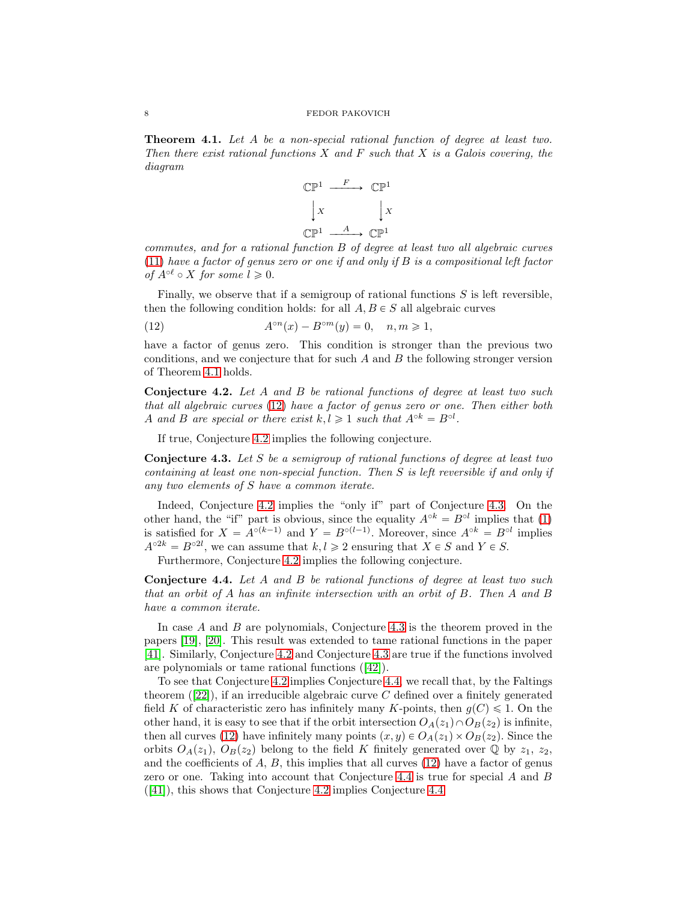**Theorem 4.1.** *Let $A$ be a non-special rational function of degree at least two. Then there exist rational functions $X$ and $F$ such that $X$ is a Galois covering, the diagram*

$$\begin{array}{ccc}
\mathbb{CP}^1 & \xrightarrow{\ F\ } & \mathbb{CP}^1 \\
\downarrow X & & \downarrow X \\
\mathbb{CP}^1 & \xrightarrow{\ A\ } & \mathbb{CP}^1
\end{array}$$

*commutes, and for a rational function $B$ of degree at least two all algebraic curves (11) have a factor of genus zero or one if and only if $B$ is a compositional left factor of $A^{\circ \ell} \circ X$ for some $l \geqslant 0$.*

Finally, we observe that if a semigroup of rational functions $S$ is left reversible, then the following condition holds: for all $A, B \in S$ all algebraic curves

$$A^{\circ n}(x) - B^{\circ m}(y) = 0, \quad n, m \geqslant 1, \tag{12}$$

have a factor of genus zero. This condition is stronger than the previous two conditions, and we conjecture that for such $A$ and $B$ the following stronger version of Theorem 4.1 holds.

**Conjecture 4.2.** *Let $A$ and $B$ be rational functions of degree at least two such that all algebraic curves (12) have a factor of genus zero or one. Then either both $A$ and $B$ are special or there exist $k, l \geqslant 1$ such that $A^{\circ k} = B^{\circ l}$.*

If true, Conjecture 4.2 implies the following conjecture.

**Conjecture 4.3.** *Let $S$ be a semigroup of rational functions of degree at least two containing at least one non-special function. Then $S$ is left reversible if and only if any two elements of $S$ have a common iterate.*

Indeed, Conjecture 4.2 implies the "only if" part of Conjecture 4.3. On the other hand, the "if" part is obvious, since the equality $A^{\circ k} = B^{\circ l}$ implies that (1) is satisfied for $X = A^{\circ(k-1)}$ and $Y = B^{\circ(l-1)}$. Moreover, since $A^{\circ k} = B^{\circ l}$ implies $A^{\circ 2k} = B^{\circ 2l}$, we can assume that $k, l \geqslant 2$ ensuring that $X \in S$ and $Y \in S$.

Furthermore, Conjecture 4.2 implies the following conjecture.

**Conjecture 4.4.** *Let $A$ and $B$ be rational functions of degree at least two such that an orbit of $A$ has an infinite intersection with an orbit of $B$. Then $A$ and $B$ have a common iterate.*

In case $A$ and $B$ are polynomials, Conjecture 4.3 is the theorem proved in the papers [19], [20]. This result was extended to tame rational functions in the paper [41]. Similarly, Conjecture 4.2 and Conjecture 4.3 are true if the functions involved are polynomials or tame rational functions ([42]).

To see that Conjecture 4.2 implies Conjecture 4.4, we recall that, by the Faltings theorem ([22]), if an irreducible algebraic curve $C$ defined over a finitely generated field $K$ of characteristic zero has infinitely many $K$-points, then $g(C) \leqslant 1$. On the other hand, it is easy to see that if the orbit intersection $O_A(z_1) \cap O_B(z_2)$ is infinite, then all curves (12) have infinitely many points $(x, y) \in O_A(z_1) \times O_B(z_2)$. Since the orbits $O_A(z_1)$, $O_B(z_2)$ belong to the field $K$ finitely generated over $\mathbb{Q}$ by $z_1$, $z_2$, and the coefficients of $A$, $B$, this implies that all curves (12) have a factor of genus zero or one. Taking into account that Conjecture 4.4 is true for special $A$ and $B$ ([41]), this shows that Conjecture 4.2 implies Conjecture 4.4.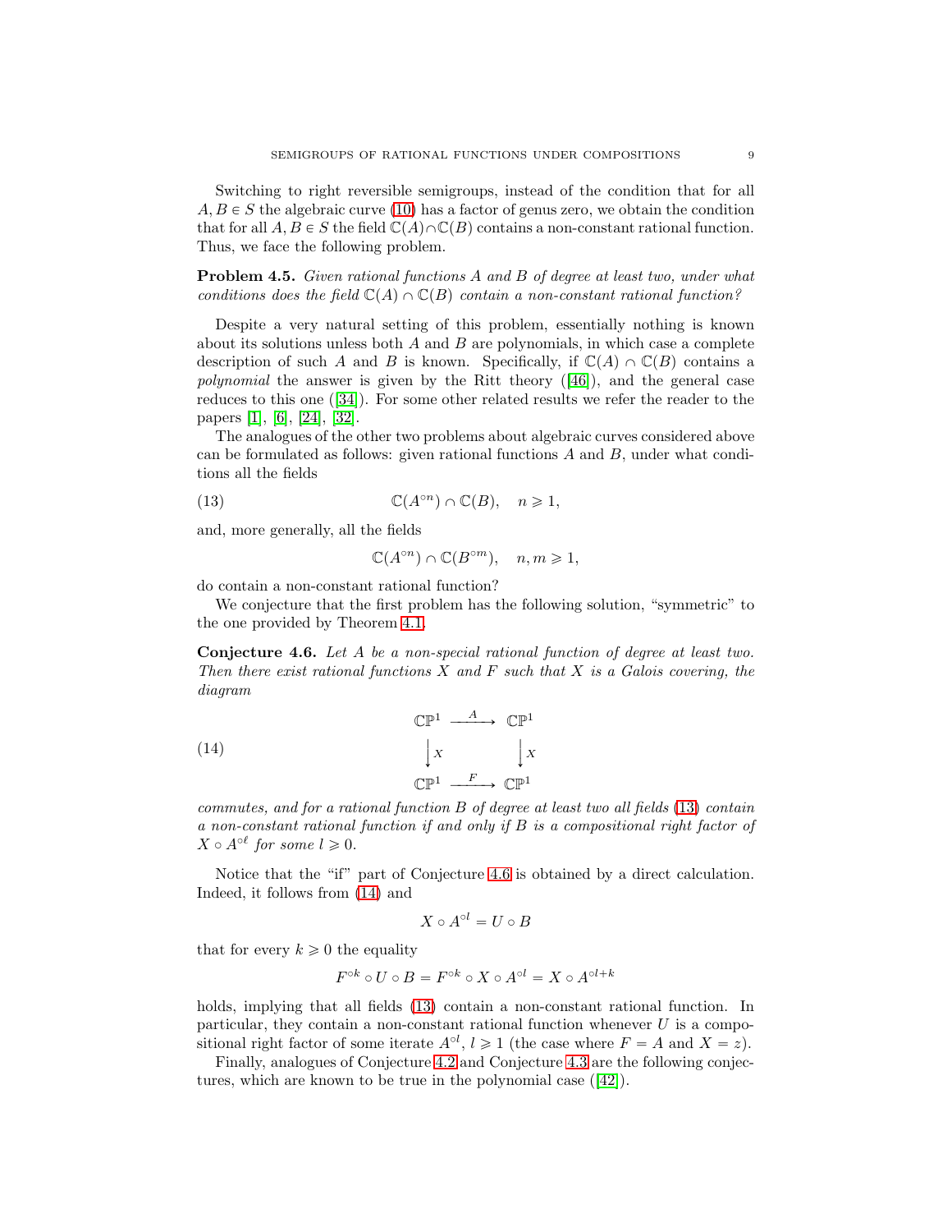Switching to right reversible semigroups, instead of the condition that for all $A, B \in S$ the algebraic curve (10) has a factor of genus zero, we obtain the condition that for all $A, B \in S$ the field $\mathbb{C}(A) \cap \mathbb{C}(B)$ contains a non-constant rational function. Thus, we face the following problem.

**Problem 4.5.** *Given rational functions $A$ and $B$ of degree at least two, under what conditions does the field $\mathbb{C}(A) \cap \mathbb{C}(B)$ contain a non-constant rational function?*

Despite a very natural setting of this problem, essentially nothing is known about its solutions unless both $A$ and $B$ are polynomials, in which case a complete description of such $A$ and $B$ is known. Specifically, if $\mathbb{C}(A) \cap \mathbb{C}(B)$ contains a *polynomial* the answer is given by the Ritt theory ([46]), and the general case reduces to this one ([34]). For some other related results we refer the reader to the papers [1], [6], [24], [32].

The analogues of the other two problems about algebraic curves considered above can be formulated as follows: given rational functions $A$ and $B$, under what conditions all the fields

$$\mathbb{C}(A^{\circ n}) \cap \mathbb{C}(B), \quad n \geqslant 1, \tag{13}$$

and, more generally, all the fields

$$\mathbb{C}(A^{\circ n}) \cap \mathbb{C}(B^{\circ m}), \quad n, m \geqslant 1,$$

do contain a non-constant rational function?

We conjecture that the first problem has the following solution, "symmetric" to the one provided by Theorem 4.1.

**Conjecture 4.6.** *Let $A$ be a non-special rational function of degree at least two. Then there exist rational functions $X$ and $F$ such that $X$ is a Galois covering, the diagram*

$$\begin{array}{ccc} \mathbb{CP}^1 & \xrightarrow{\ A\ } & \mathbb{CP}^1 \\ \big\downarrow X & & \big\downarrow X \\ \mathbb{CP}^1 & \xrightarrow{\ F\ } & \mathbb{CP}^1 \end{array} \tag{14}$$

*commutes, and for a rational function $B$ of degree at least two all fields (13) contain a non-constant rational function if and only if $B$ is a compositional right factor of $X \circ A^{\circ \ell}$ for some $l \geqslant 0$.*

Notice that the "if" part of Conjecture 4.6 is obtained by a direct calculation. Indeed, it follows from (14) and

$$X \circ A^{\circ l} = U \circ B$$

that for every $k \geqslant 0$ the equality

$$F^{\circ k} \circ U \circ B = F^{\circ k} \circ X \circ A^{\circ l} = X \circ A^{\circ l + k}$$

holds, implying that all fields (13) contain a non-constant rational function. In particular, they contain a non-constant rational function whenever $U$ is a compositional right factor of some iterate $A^{\circ l}$, $l \geqslant 1$ (the case where $F = A$ and $X = z$).

Finally, analogues of Conjecture 4.2 and Conjecture 4.3 are the following conjectures, which are known to be true in the polynomial case ([42]).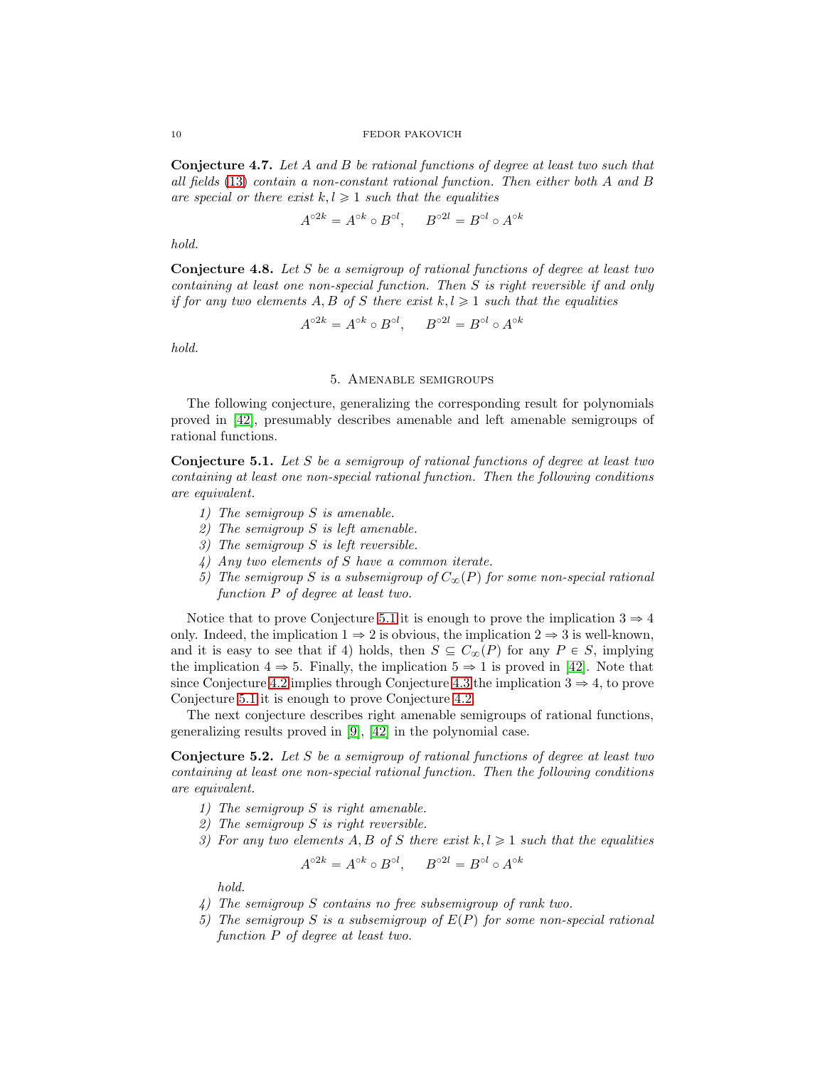**Conjecture 4.7.** *Let $A$ and $B$ be rational functions of degree at least two such that all fields (13) contain a non-constant rational function. Then either both $A$ and $B$ are special or there exist $k, l \geqslant 1$ such that the equalities*

$$A^{\circ 2k} = A^{\circ k} \circ B^{\circ l}, \qquad B^{\circ 2l} = B^{\circ l} \circ A^{\circ k}$$

*hold.*

**Conjecture 4.8.** *Let $S$ be a semigroup of rational functions of degree at least two containing at least one non-special function. Then $S$ is right reversible if and only if for any two elements $A, B$ of $S$ there exist $k, l \geqslant 1$ such that the equalities*

$$A^{\circ 2k} = A^{\circ k} \circ B^{\circ l}, \qquad B^{\circ 2l} = B^{\circ l} \circ A^{\circ k}$$

*hold.*

## 5. Amenable semigroups

The following conjecture, generalizing the corresponding result for polynomials proved in [42], presumably describes amenable and left amenable semigroups of rational functions.

**Conjecture 5.1.** *Let $S$ be a semigroup of rational functions of degree at least two containing at least one non-special rational function. Then the following conditions are equivalent.*

1) *The semigroup $S$ is amenable.*
2) *The semigroup $S$ is left amenable.*
3) *The semigroup $S$ is left reversible.*
4) *Any two elements of $S$ have a common iterate.*
5) *The semigroup $S$ is a subsemigroup of $C_\infty(P)$ for some non-special rational function $P$ of degree at least two.*

Notice that to prove Conjecture 5.1 it is enough to prove the implication $3 \Rightarrow 4$ only. Indeed, the implication $1 \Rightarrow 2$ is obvious, the implication $2 \Rightarrow 3$ is well-known, and it is easy to see that if 4) holds, then $S \subseteq C_\infty(P)$ for any $P \in S$, implying the implication $4 \Rightarrow 5$. Finally, the implication $5 \Rightarrow 1$ is proved in [42]. Note that since Conjecture 4.2 implies through Conjecture 4.3 the implication $3 \Rightarrow 4$, to prove Conjecture 5.1 it is enough to prove Conjecture 4.2.

The next conjecture describes right amenable semigroups of rational functions, generalizing results proved in [9], [42] in the polynomial case.

**Conjecture 5.2.** *Let $S$ be a semigroup of rational functions of degree at least two containing at least one non-special rational function. Then the following conditions are equivalent.*

1) *The semigroup $S$ is right amenable.*
2) *The semigroup $S$ is right reversible.*
3) *For any two elements $A, B$ of $S$ there exist $k, l \geqslant 1$ such that the equalities*

$$A^{\circ 2k} = A^{\circ k} \circ B^{\circ l}, \qquad B^{\circ 2l} = B^{\circ l} \circ A^{\circ k}$$

*hold.*

4) *The semigroup $S$ contains no free subsemigroup of rank two.*
5) *The semigroup $S$ is a subsemigroup of $E(P)$ for some non-special rational function $P$ of degree at least two.*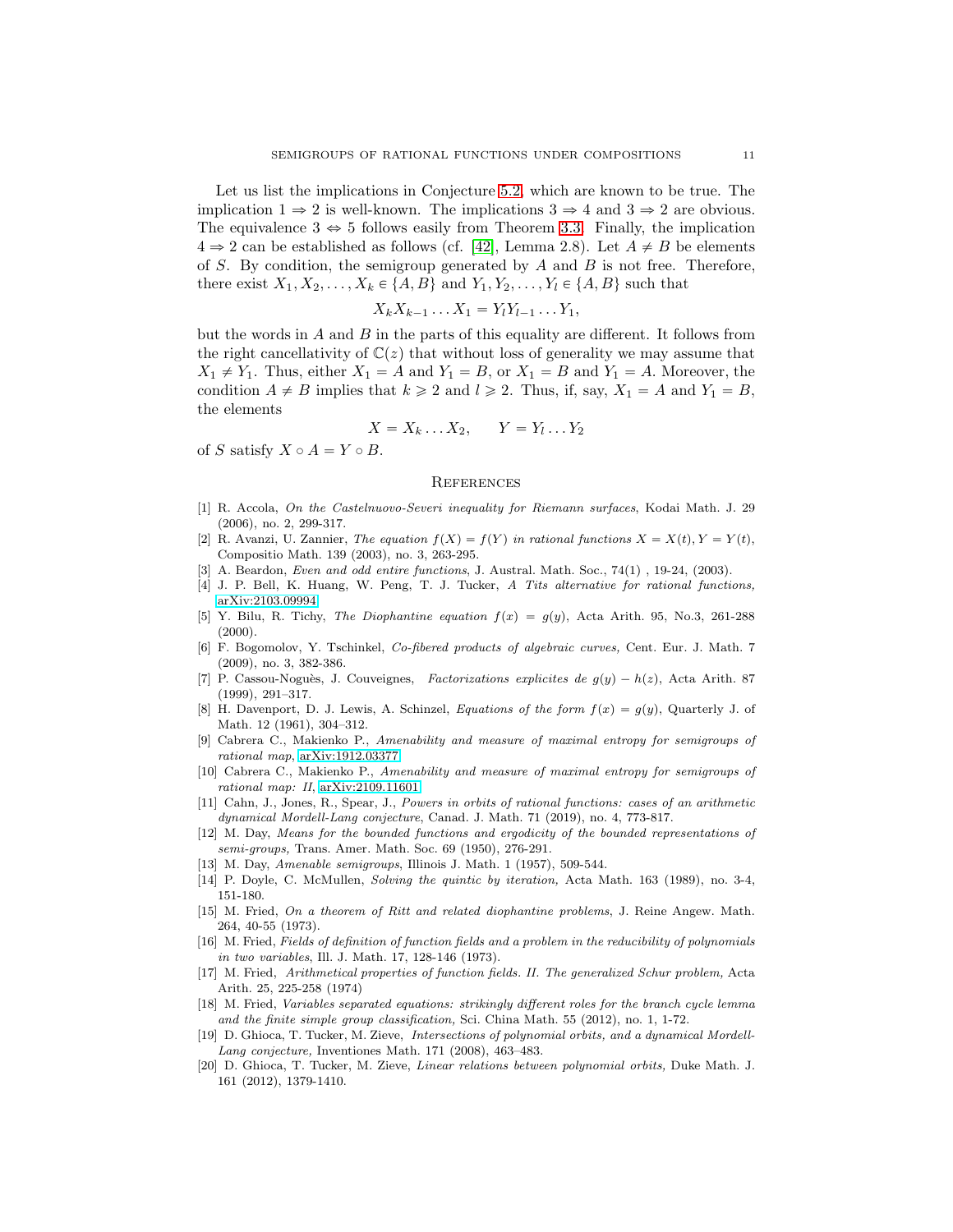Let us list the implications in Conjecture 5.2, which are known to be true. The implication $1 \Rightarrow 2$ is well-known. The implications $3 \Rightarrow 4$ and $3 \Rightarrow 2$ are obvious. The equivalence $3 \Leftrightarrow 5$ follows easily from Theorem 3.3. Finally, the implication $4 \Rightarrow 2$ can be established as follows (cf. [42], Lemma 2.8). Let $A \neq B$ be elements of $S$. By condition, the semigroup generated by $A$ and $B$ is not free. Therefore, there exist $X_1, X_2, \dots, X_k \in \{A, B\}$ and $Y_1, Y_2, \dots, Y_l \in \{A, B\}$ such that

$$X_k X_{k-1} \dots X_1 = Y_l Y_{l-1} \dots Y_1,$$

but the words in $A$ and $B$ in the parts of this equality are different. It follows from the right cancellativity of $\mathbb{C}(z)$ that without loss of generality we may assume that $X_1 \neq Y_1$. Thus, either $X_1 = A$ and $Y_1 = B$, or $X_1 = B$ and $Y_1 = A$. Moreover, the condition $A \neq B$ implies that $k \geqslant 2$ and $l \geqslant 2$. Thus, if, say, $X_1 = A$ and $Y_1 = B$, the elements

$$X = X_k \dots X_2, \qquad Y = Y_l \dots Y_2$$

of $S$ satisfy $X \circ A = Y \circ B$.

## References

[1] R. Accola, *On the Castelnuovo-Severi inequality for Riemann surfaces*, Kodai Math. J. 29 (2006), no. 2, 299-317.

[2] R. Avanzi, U. Zannier, *The equation $f(X) = f(Y)$ in rational functions $X = X(t), Y = Y(t)$*, Compositio Math. 139 (2003), no. 3, 263-295.

[3] A. Beardon, *Even and odd entire functions*, J. Austral. Math. Soc., 74(1) , 19-24, (2003).

[4] J. P. Bell, K. Huang, W. Peng, T. J. Tucker, *A Tits alternative for rational functions,* arXiv:2103.09994

[5] Y. Bilu, R. Tichy, *The Diophantine equation $f(x) = g(y)$*, Acta Arith. 95, No.3, 261-288 (2000).

[6] F. Bogomolov, Y. Tschinkel, *Co-fibered products of algebraic curves,* Cent. Eur. J. Math. 7 (2009), no. 3, 382-386.

[7] P. Cassou-Noguès, J. Couveignes, *Factorizations explicites de $g(y) - h(z)$*, Acta Arith. 87 (1999), 291–317.

[8] H. Davenport, D. J. Lewis, A. Schinzel, *Equations of the form $f(x) = g(y)$*, Quarterly J. of Math. 12 (1961), 304–312.

[9] Cabrera C., Makienko P., *Amenability and measure of maximal entropy for semigroups of rational map*, arXiv:1912.03377

[10] Cabrera C., Makienko P., *Amenability and measure of maximal entropy for semigroups of rational map: II*, arXiv:2109.11601

[11] Cahn, J., Jones, R., Spear, J., *Powers in orbits of rational functions: cases of an arithmetic dynamical Mordell-Lang conjecture*, Canad. J. Math. 71 (2019), no. 4, 773-817.

[12] M. Day, *Means for the bounded functions and ergodicity of the bounded representations of semi-groups,* Trans. Amer. Math. Soc. 69 (1950), 276-291.

[13] M. Day, *Amenable semigroups*, Illinois J. Math. 1 (1957), 509-544.

[14] P. Doyle, C. McMullen, *Solving the quintic by iteration,* Acta Math. 163 (1989), no. 3-4, 151-180.

[15] M. Fried, *On a theorem of Ritt and related diophantine problems*, J. Reine Angew. Math. 264, 40-55 (1973).

[16] M. Fried, *Fields of definition of function fields and a problem in the reducibility of polynomials in two variables*, Ill. J. Math. 17, 128-146 (1973).

[17] M. Fried, *Arithmetical properties of function fields. II. The generalized Schur problem,* Acta Arith. 25, 225-258 (1974)

[18] M. Fried, *Variables separated equations: strikingly different roles for the branch cycle lemma and the finite simple group classification,* Sci. China Math. 55 (2012), no. 1, 1-72.

[19] D. Ghioca, T. Tucker, M. Zieve, *Intersections of polynomial orbits, and a dynamical Mordell-Lang conjecture,* Inventiones Math. 171 (2008), 463–483.

[20] D. Ghioca, T. Tucker, M. Zieve, *Linear relations between polynomial orbits,* Duke Math. J. 161 (2012), 1379-1410.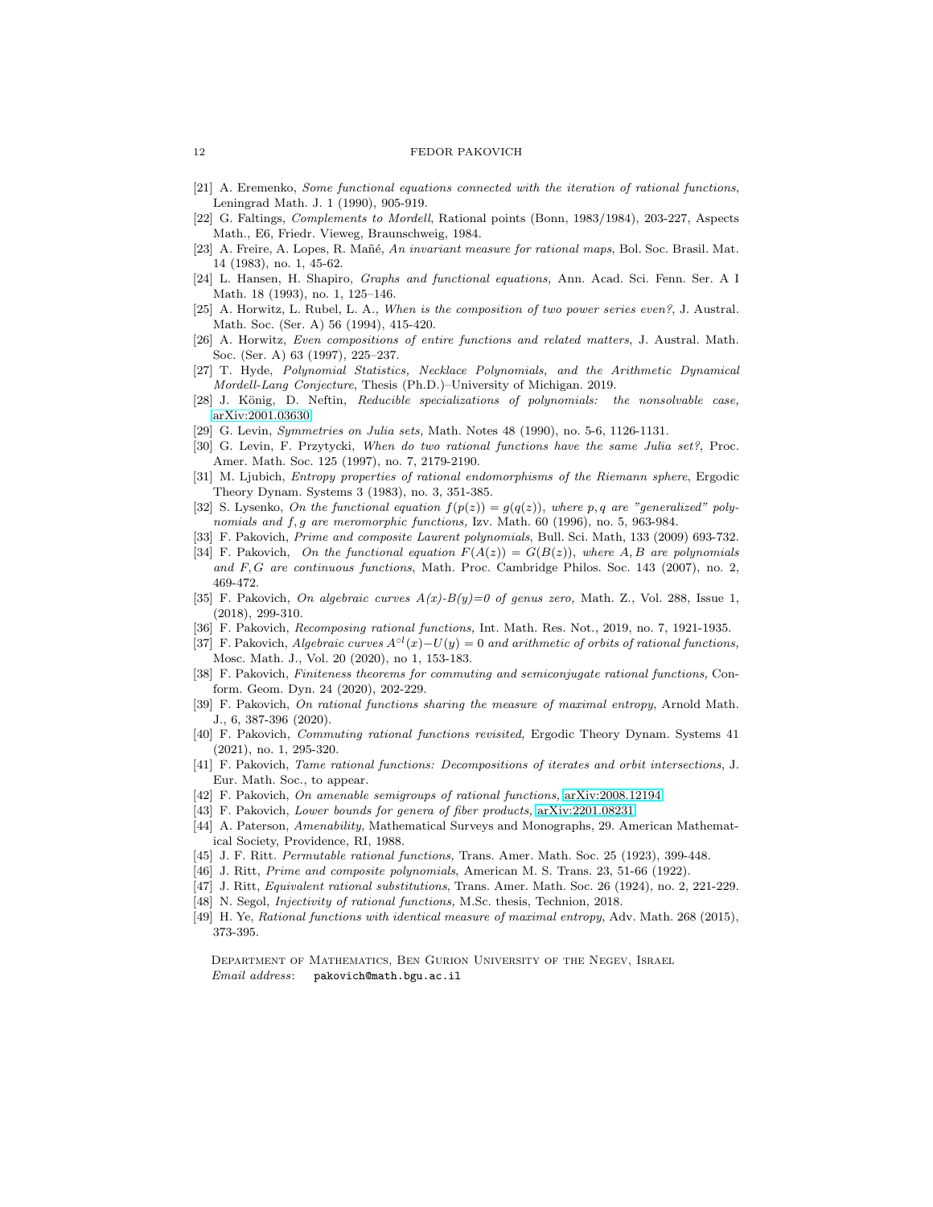[21] A. Eremenko, *Some functional equations connected with the iteration of rational functions*, Leningrad Math. J. 1 (1990), 905-919.

[22] G. Faltings, *Complements to Mordell*, Rational points (Bonn, 1983/1984), 203-227, Aspects Math., E6, Friedr. Vieweg, Braunschweig, 1984.

[23] A. Freire, A. Lopes, R. Mañé, *An invariant measure for rational maps*, Bol. Soc. Brasil. Mat. 14 (1983), no. 1, 45-62.

[24] L. Hansen, H. Shapiro, *Graphs and functional equations,* Ann. Acad. Sci. Fenn. Ser. A I Math. 18 (1993), no. 1, 125–146.

[25] A. Horwitz, L. Rubel, L. A., *When is the composition of two power series even?*, J. Austral. Math. Soc. (Ser. A) 56 (1994), 415-420.

[26] A. Horwitz, *Even compositions of entire functions and related matters*, J. Austral. Math. Soc. (Ser. A) 63 (1997), 225–237.

[27] T. Hyde, *Polynomial Statistics, Necklace Polynomials, and the Arithmetic Dynamical Mordell-Lang Conjecture*, Thesis (Ph.D.)–University of Michigan. 2019.

[28] J. König, D. Neftin, *Reducible specializations of polynomials: the nonsolvable case,* arXiv:2001.03630

[29] G. Levin, *Symmetries on Julia sets,* Math. Notes 48 (1990), no. 5-6, 1126-1131.

[30] G. Levin, F. Przytycki, *When do two rational functions have the same Julia set?*, Proc. Amer. Math. Soc. 125 (1997), no. 7, 2179-2190.

[31] M. Ljubich, *Entropy properties of rational endomorphisms of the Riemann sphere*, Ergodic Theory Dynam. Systems 3 (1983), no. 3, 351-385.

[32] S. Lysenko, *On the functional equation $f(p(z)) = g(q(z))$, where $p, q$ are "generalized" polynomials and $f, g$ are meromorphic functions,* Izv. Math. 60 (1996), no. 5, 963-984.

[33] F. Pakovich, *Prime and composite Laurent polynomials*, Bull. Sci. Math, 133 (2009) 693-732.

[34] F. Pakovich, *On the functional equation $F(A(z)) = G(B(z))$, where $A, B$ are polynomials and $F, G$ are continuous functions*, Math. Proc. Cambridge Philos. Soc. 143 (2007), no. 2, 469-472.

[35] F. Pakovich, *On algebraic curves $A(x)$-$B(y)$=0 of genus zero,* Math. Z., Vol. 288, Issue 1, (2018), 299-310.

[36] F. Pakovich, *Recomposing rational functions,* Int. Math. Res. Not., 2019, no. 7, 1921-1935.

[37] F. Pakovich, *Algebraic curves $A^{\circ l}(x) - U(y) = 0$ and arithmetic of orbits of rational functions,* Mosc. Math. J., Vol. 20 (2020), no 1, 153-183.

[38] F. Pakovich, *Finiteness theorems for commuting and semiconjugate rational functions,* Conform. Geom. Dyn. 24 (2020), 202-229.

[39] F. Pakovich, *On rational functions sharing the measure of maximal entropy*, Arnold Math. J., 6, 387-396 (2020).

[40] F. Pakovich, *Commuting rational functions revisited,* Ergodic Theory Dynam. Systems 41 (2021), no. 1, 295-320.

[41] F. Pakovich, *Tame rational functions: Decompositions of iterates and orbit intersections*, J. Eur. Math. Soc., to appear.

[42] F. Pakovich, *On amenable semigroups of rational functions,* arXiv:2008.12194

[43] F. Pakovich, *Lower bounds for genera of fiber products,* arXiv:2201.08231

[44] A. Paterson, *Amenability*, Mathematical Surveys and Monographs, 29. American Mathematical Society, Providence, RI, 1988.

[45] J. F. Ritt. *Permutable rational functions,* Trans. Amer. Math. Soc. 25 (1923), 399-448.

[46] J. Ritt, *Prime and composite polynomials*, American M. S. Trans. 23, 51-66 (1922).

[47] J. Ritt, *Equivalent rational substitutions*, Trans. Amer. Math. Soc. 26 (1924), no. 2, 221-229.

[48] N. Segol, *Injectivity of rational functions,* M.Sc. thesis, Technion, 2018.

[49] H. Ye, *Rational functions with identical measure of maximal entropy*, Adv. Math. 268 (2015), 373-395.

Department of Mathematics, Ben Gurion University of the Negev, Israel
*Email address*: `pakovich@math.bgu.ac.il`